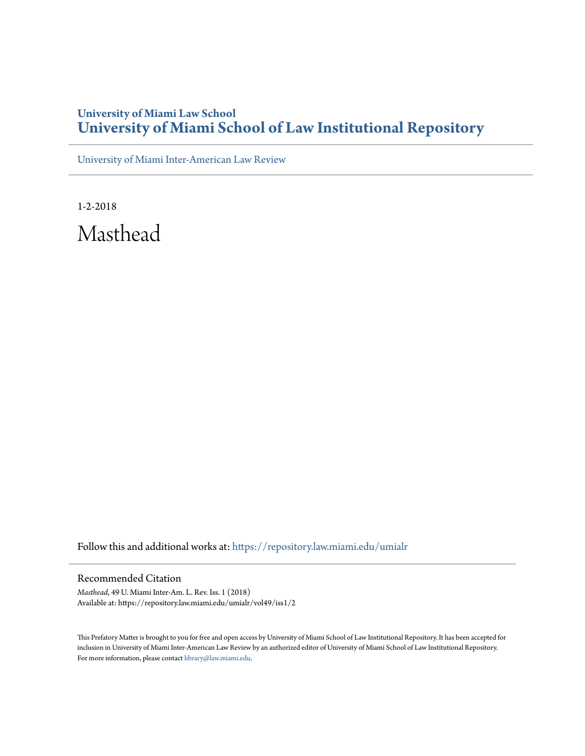**University of Miami Law School**

## University of Miami School of Law Institutional Repository

University of Miami Inter-American Law Review

1-2-2018

# Masthead

Follow this and additional works at: https://repository.law.miami.edu/umialr

### Recommended Citation

*Masthead*, 49 U. Miami Inter-Am. L. Rev. Iss. 1 (2018)
Available at: https://repository.law.miami.edu/umialr/vol49/iss1/2

This Prefatory Matter is brought to you for free and open access by University of Miami School of Law Institutional Repository. It has been accepted for inclusion in University of Miami Inter-American Law Review by an authorized editor of University of Miami School of Law Institutional Repository. For more information, please contact library@law.miami.edu.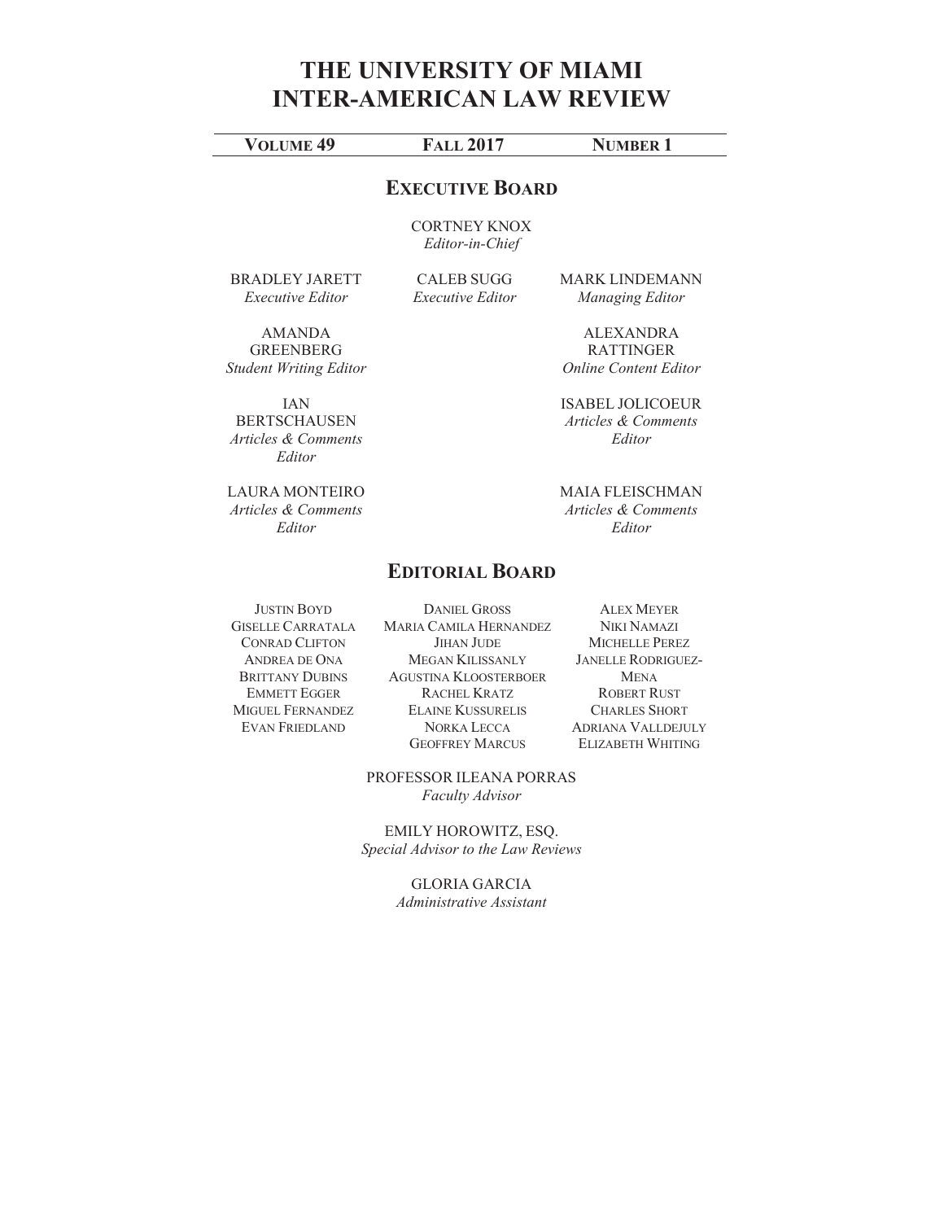# THE UNIVERSITY OF MIAMI INTER-AMERICAN LAW REVIEW

**VOLUME 49** **FALL 2017** **NUMBER 1**

## EXECUTIVE BOARD

CORTNEY KNOX
*Editor-in-Chief*

BRADLEY JARETT
*Executive Editor*

CALEB SUGG
*Executive Editor*

MARK LINDEMANN
*Managing Editor*

AMANDA GREENBERG
*Student Writing Editor*

ALEXANDRA RATTINGER
*Online Content Editor*

IAN BERTSCHAUSEN
*Articles & Comments Editor*

ISABEL JOLICOEUR
*Articles & Comments Editor*

LAURA MONTEIRO
*Articles & Comments Editor*

MAIA FLEISCHMAN
*Articles & Comments Editor*

## EDITORIAL BOARD

JUSTIN BOYD
GISELLE CARRATALA
CONRAD CLIFTON
ANDREA DE ONA
BRITTANY DUBINS
EMMETT EGGER
MIGUEL FERNANDEZ
EVAN FRIEDLAND
DANIEL GROSS
MARIA CAMILA HERNANDEZ
JIHAN JUDE
MEGAN KILISSANLY
AGUSTINA KLOOSTERBOER
RACHEL KRATZ
ELAINE KUSSURELIS
NORKA LECCA
GEOFFREY MARCUS
ALEX MEYER
NIKI NAMAZI
MICHELLE PEREZ
JANELLE RODRIGUEZ-MENA
ROBERT RUST
CHARLES SHORT
ADRIANA VALLDEJULY
ELIZABETH WHITING

PROFESSOR ILEANA PORRAS
*Faculty Advisor*

EMILY HOROWITZ, ESQ.
*Special Advisor to the Law Reviews*

GLORIA GARCIA
*Administrative Assistant*